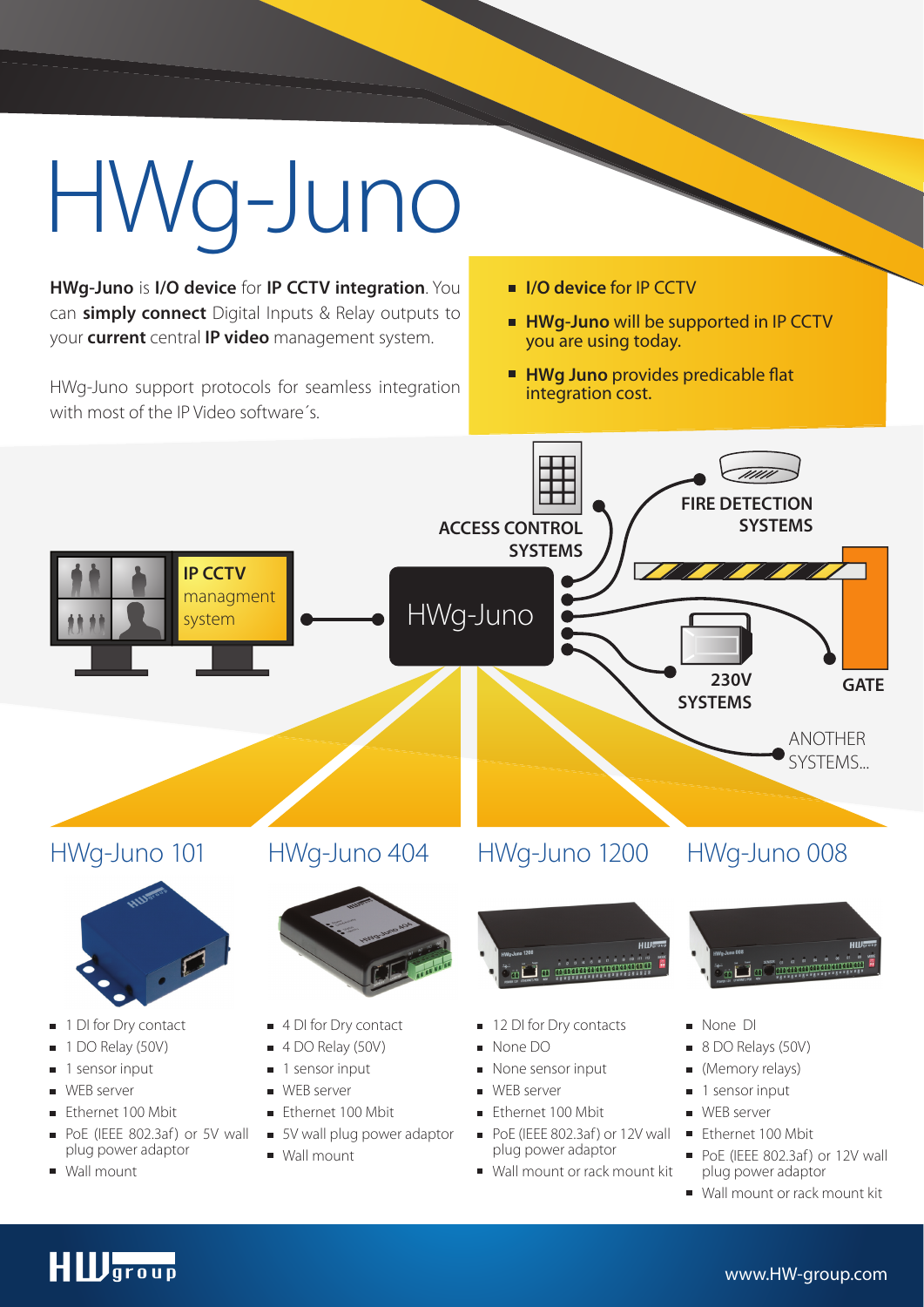# HWg-Juno

**HWg-Juno** is **I/O device** for **IP CCTV integration**. You can **simply connect** Digital Inputs & Relay outputs to your **current** central **IP video** management system.

HWg-Juno support protocols for seamless integration with most of the IP Video software´s.

- **I/O device** for IP CCTV
- **HWg-Juno** will be supported in IP CCTV you are using today.
- **HWg Juno** provides predicable flat integration cost.

**IP CCTV** managment system

HWg-Juno

**ACCESS CONTROL SYSTEMS**

**FIRE DETECTION SYSTEMS**

**230V SYSTEMS**

**GATE**

ANOTHER SYSTEMS...

## HWg-Juno 101

- 1 DI for Dry contact
- 1 DO Relay (50V)
- 1 sensor input
- WEB server
- Ethernet 100 Mbit
- PoE (IEEE 802.3af) or 5V wall plug power adaptor
- Wall mount

## HWg-Juno 404

- 4 DI for Dry contact
- 4 DO Relay (50V)
- 1 sensor input
- WEB server
- Ethernet 100 Mbit
- 5V wall plug power adaptor
- Wall mount

## HWg-Juno 1200

- 12 DI for Dry contacts
- None DO
- None sensor input
- WEB server
- Ethernet 100 Mbit
- PoE (IEEE 802.3af) or 12V wall plug power adaptor
- Wall mount or rack mount kit

## HWg-Juno 008

- None DI
- 8 DO Relays (50V)
- (Memory relays)
- 1 sensor input
- WEB server
- Ethernet 100 Mbit
- PoE (IEEE 802.3af) or 12V wall plug power adaptor
- Wall mount or rack mount kit

www.HW-group.com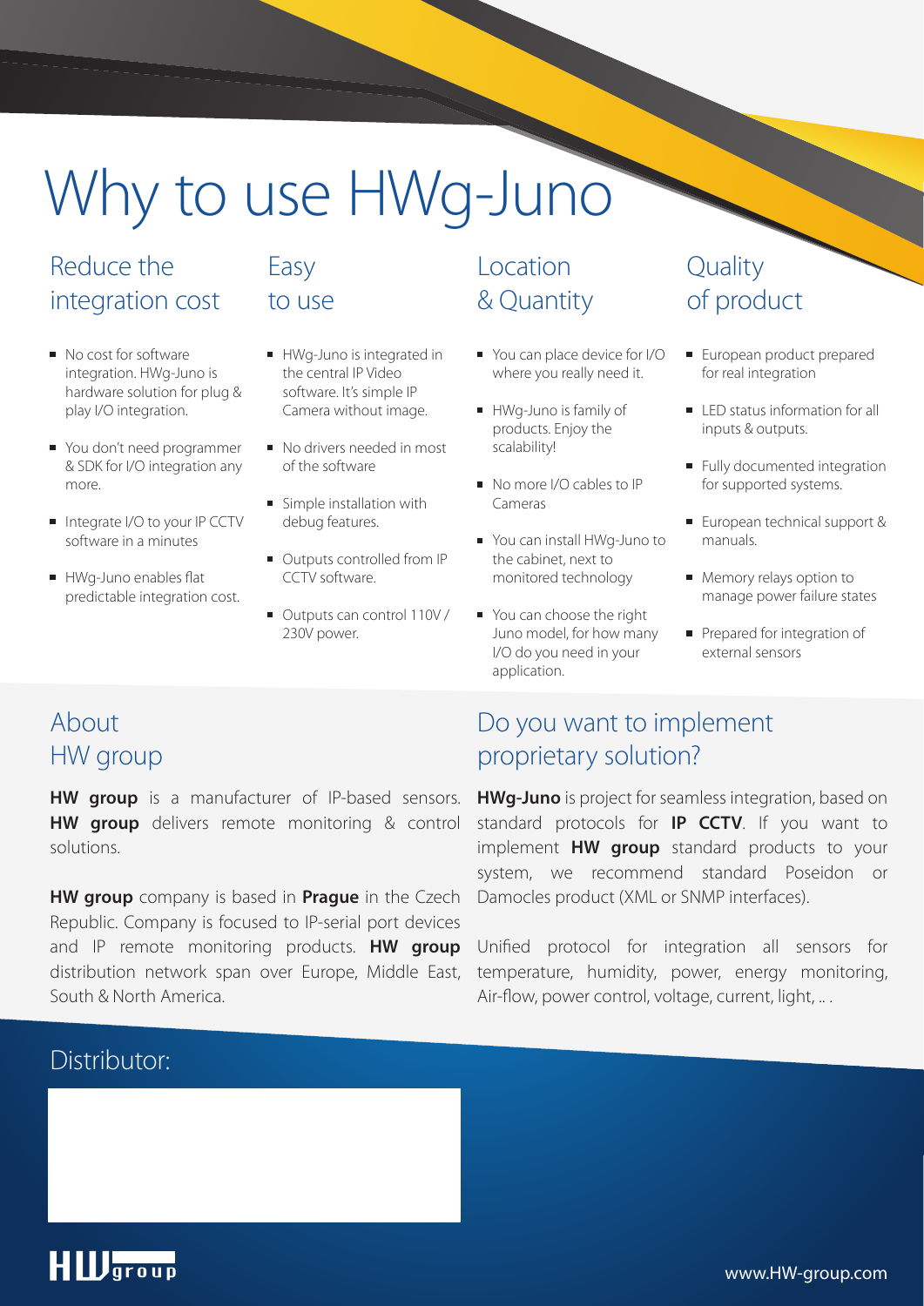# Why to use HWg-Juno

## Reduce the integration cost

- No cost for software integration. HWg-Juno is hardware solution for plug & play I/O integration.
- You don't need programmer & SDK for I/O integration any more.
- Integrate I/O to your IP CCTV software in a minutes
- HWg-Juno enables flat predictable integration cost.

## Easy to use

- HWg-Juno is integrated in the central IP Video software. It's simple IP Camera without image.
- No drivers needed in most of the software
- Simple installation with debug features.
- Outputs controlled from IP CCTV software.
- Outputs can control 110V / 230V power.

## Location & Quantity

- You can place device for I/O where you really need it.
- HWg-Juno is family of products. Enjoy the scalability!
- No more I/O cables to IP Cameras
- You can install HWg-Juno to the cabinet, next to monitored technology
- You can choose the right Juno model, for how many I/O do you need in your application.

## Quality of product

- European product prepared for real integration
- LED status information for all inputs & outputs.
- Fully documented integration for supported systems.
- European technical support & manuals.
- Memory relays option to manage power failure states
- Prepared for integration of external sensors

## About HW group

**HW group** is a manufacturer of IP-based sensors. **HW group** delivers remote monitoring & control solutions.

**HW group** company is based in **Prague** in the Czech Republic. Company is focused to IP-serial port devices and IP remote monitoring products. **HW group** distribution network span over Europe, Middle East, South & North America.

## Do you want to implement proprietary solution?

**HWg-Juno** is project for seamless integration, based on standard protocols for **IP CCTV**. If you want to implement **HW group** standard products to your system, we recommend standard Poseidon or Damocles product (XML or SNMP interfaces).

Unified protocol for integration all sensors for temperature, humidity, power, energy monitoring, Air-flow, power control, voltage, current, light, .. .

Distributor:

www.HW-group.com